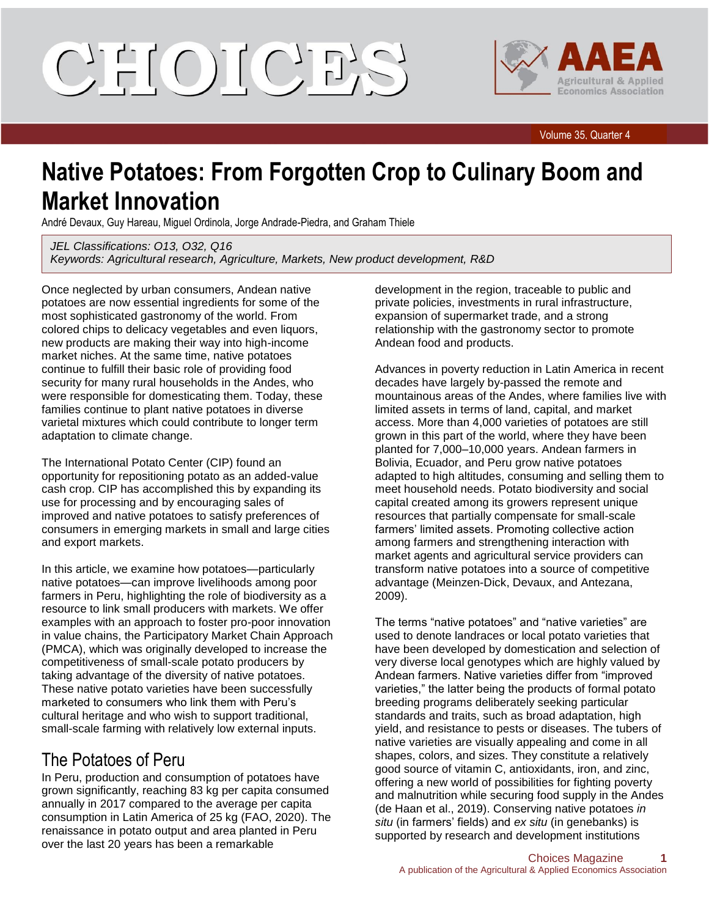# Native Potatoes: From Forgotten Crop to Culinary Boom and Market Innovation

André Devaux, Guy Hareau, Miguel Ordinola, Jorge Andrade-Piedra, and Graham Thiele

*JEL Classifications: O13, O32, Q16*
*Keywords: Agricultural research, Agriculture, Markets, New product development, R&D*

Once neglected by urban consumers, Andean native potatoes are now essential ingredients for some of the most sophisticated gastronomy of the world. From colored chips to delicacy vegetables and even liquors, new products are making their way into high-income market niches. At the same time, native potatoes continue to fulfill their basic role of providing food security for many rural households in the Andes, who were responsible for domesticating them. Today, these families continue to plant native potatoes in diverse varietal mixtures which could contribute to longer term adaptation to climate change.

The International Potato Center (CIP) found an opportunity for repositioning potato as an added-value cash crop. CIP has accomplished this by expanding its use for processing and by encouraging sales of improved and native potatoes to satisfy preferences of consumers in emerging markets in small and large cities and export markets.

In this article, we examine how potatoes—particularly native potatoes—can improve livelihoods among poor farmers in Peru, highlighting the role of biodiversity as a resource to link small producers with markets. We offer examples with an approach to foster pro-poor innovation in value chains, the Participatory Market Chain Approach (PMCA), which was originally developed to increase the competitiveness of small-scale potato producers by taking advantage of the diversity of native potatoes. These native potato varieties have been successfully marketed to consumers who link them with Peru's cultural heritage and who wish to support traditional, small-scale farming with relatively low external inputs.

## The Potatoes of Peru

In Peru, production and consumption of potatoes have grown significantly, reaching 83 kg per capita consumed annually in 2017 compared to the average per capita consumption in Latin America of 25 kg (FAO, 2020). The renaissance in potato output and area planted in Peru over the last 20 years has been a remarkable development in the region, traceable to public and private policies, investments in rural infrastructure, expansion of supermarket trade, and a strong relationship with the gastronomy sector to promote Andean food and products.

Advances in poverty reduction in Latin America in recent decades have largely by-passed the remote and mountainous areas of the Andes, where families live with limited assets in terms of land, capital, and market access. More than 4,000 varieties of potatoes are still grown in this part of the world, where they have been planted for 7,000–10,000 years. Andean farmers in Bolivia, Ecuador, and Peru grow native potatoes adapted to high altitudes, consuming and selling them to meet household needs. Potato biodiversity and social capital created among its growers represent unique resources that partially compensate for small-scale farmers' limited assets. Promoting collective action among farmers and strengthening interaction with market agents and agricultural service providers can transform native potatoes into a source of competitive advantage (Meinzen-Dick, Devaux, and Antezana, 2009).

The terms "native potatoes" and "native varieties" are used to denote landraces or local potato varieties that have been developed by domestication and selection of very diverse local genotypes which are highly valued by Andean farmers. Native varieties differ from "improved varieties," the latter being the products of formal potato breeding programs deliberately seeking particular standards and traits, such as broad adaptation, high yield, and resistance to pests or diseases. The tubers of native varieties are visually appealing and come in all shapes, colors, and sizes. They constitute a relatively good source of vitamin C, antioxidants, iron, and zinc, offering a new world of possibilities for fighting poverty and malnutrition while securing food supply in the Andes (de Haan et al., 2019). Conserving native potatoes *in situ* (in farmers' fields) and *ex situ* (in genebanks) is supported by research and development institutions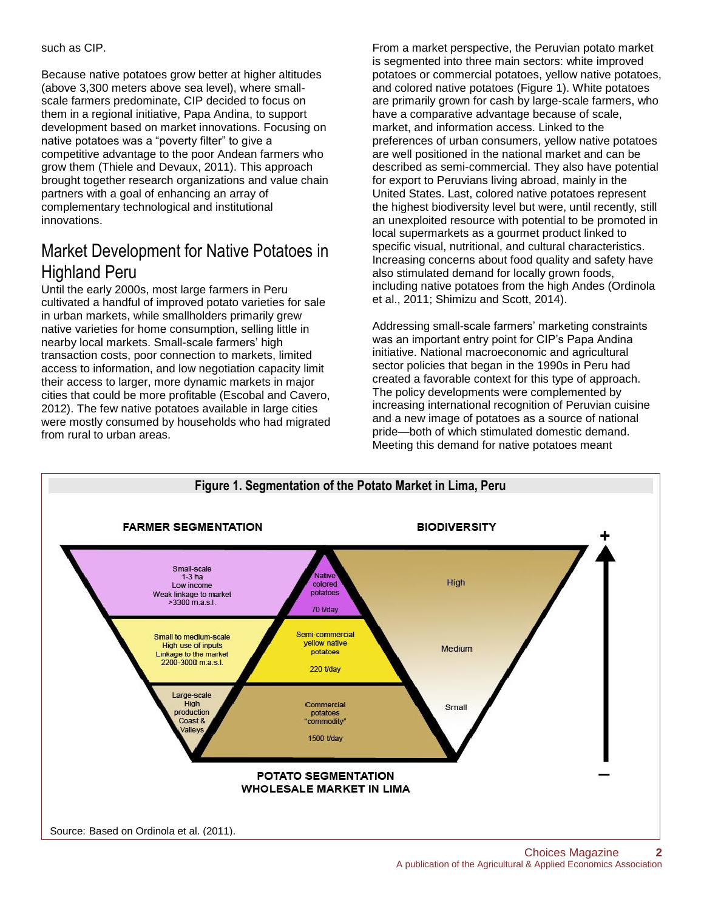such as CIP.

Because native potatoes grow better at higher altitudes (above 3,300 meters above sea level), where small-scale farmers predominate, CIP decided to focus on them in a regional initiative, Papa Andina, to support development based on market innovations. Focusing on native potatoes was a "poverty filter" to give a competitive advantage to the poor Andean farmers who grow them (Thiele and Devaux, 2011). This approach brought together research organizations and value chain partners with a goal of enhancing an array of complementary technological and institutional innovations.

## Market Development for Native Potatoes in Highland Peru

Until the early 2000s, most large farmers in Peru cultivated a handful of improved potato varieties for sale in urban markets, while smallholders primarily grew native varieties for home consumption, selling little in nearby local markets. Small-scale farmers' high transaction costs, poor connection to markets, limited access to information, and low negotiation capacity limit their access to larger, more dynamic markets in major cities that could be more profitable (Escobal and Cavero, 2012). The few native potatoes available in large cities were mostly consumed by households who had migrated from rural to urban areas.

From a market perspective, the Peruvian potato market is segmented into three main sectors: white improved potatoes or commercial potatoes, yellow native potatoes, and colored native potatoes (Figure 1). White potatoes are primarily grown for cash by large-scale farmers, who have a comparative advantage because of scale, market, and information access. Linked to the preferences of urban consumers, yellow native potatoes are well positioned in the national market and can be described as semi-commercial. They also have potential for export to Peruvians living abroad, mainly in the United States. Last, colored native potatoes represent the highest biodiversity level but were, until recently, still an unexploited resource with potential to be promoted in local supermarkets as a gourmet product linked to specific visual, nutritional, and cultural characteristics. Increasing concerns about food quality and safety have also stimulated demand for locally grown foods, including native potatoes from the high Andes (Ordinola et al., 2011; Shimizu and Scott, 2014).

Addressing small-scale farmers' marketing constraints was an important entry point for CIP's Papa Andina initiative. National macroeconomic and agricultural sector policies that began in the 1990s in Peru had created a favorable context for this type of approach. The policy developments were complemented by increasing international recognition of Peruvian cuisine and a new image of potatoes as a source of national pride—both of which stimulated domestic demand. Meeting this demand for native potatoes meant

**Figure 1. Segmentation of the Potato Market in Lima, Peru**

| Farmer Segmentation | Potato Segmentation (Wholesale Market in Lima) | Biodiversity |
|---|---|---|
| Small-scale, 1-3 ha, Low income, Weak linkage to market, >3300 m.a.s.l. | Native colored potatoes, 70 t/day | High |
| Small to medium-scale, High use of inputs, Linkage to the market, 2200-3000 m.a.s.l. | Semi-commercial yellow native potatoes, 220 t/day | Medium |
| Large-scale, High production, Coast & Valleys | Commercial potatoes "commodity", 1500 t/day | Small |

Source: Based on Ordinola et al. (2011).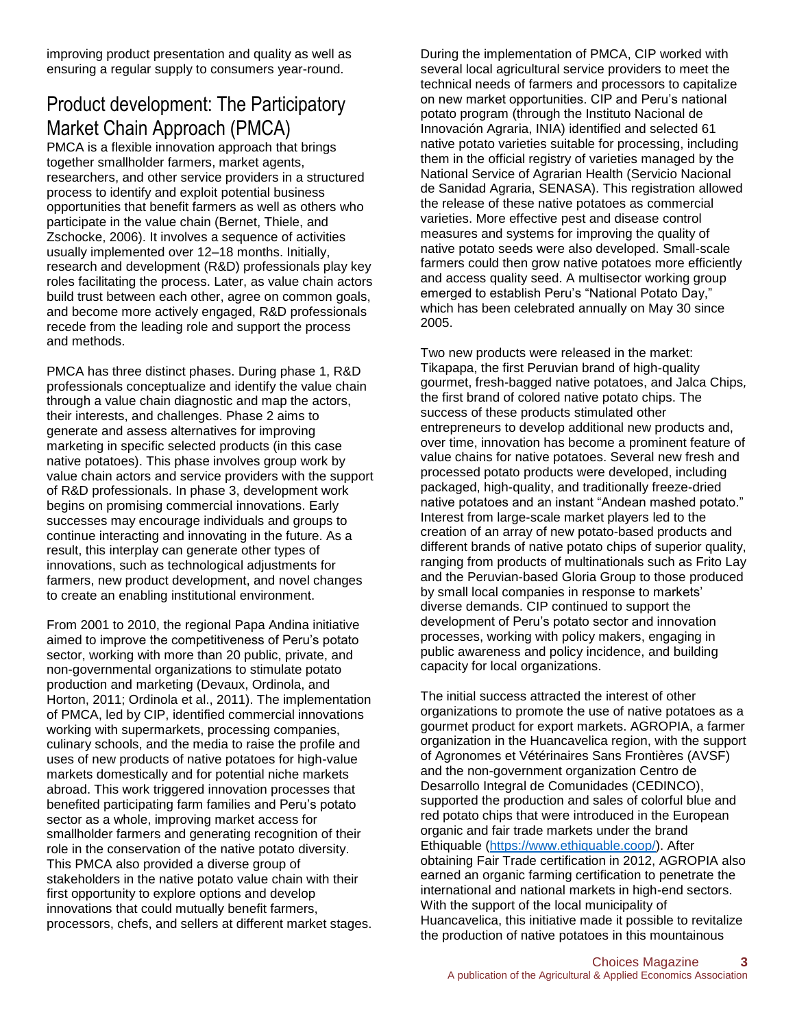improving product presentation and quality as well as ensuring a regular supply to consumers year-round.

## Product development: The Participatory Market Chain Approach (PMCA)

PMCA is a flexible innovation approach that brings together smallholder farmers, market agents, researchers, and other service providers in a structured process to identify and exploit potential business opportunities that benefit farmers as well as others who participate in the value chain (Bernet, Thiele, and Zschocke, 2006). It involves a sequence of activities usually implemented over 12–18 months. Initially, research and development (R&D) professionals play key roles facilitating the process. Later, as value chain actors build trust between each other, agree on common goals, and become more actively engaged, R&D professionals recede from the leading role and support the process and methods.

PMCA has three distinct phases. During phase 1, R&D professionals conceptualize and identify the value chain through a value chain diagnostic and map the actors, their interests, and challenges. Phase 2 aims to generate and assess alternatives for improving marketing in specific selected products (in this case native potatoes). This phase involves group work by value chain actors and service providers with the support of R&D professionals. In phase 3, development work begins on promising commercial innovations. Early successes may encourage individuals and groups to continue interacting and innovating in the future. As a result, this interplay can generate other types of innovations, such as technological adjustments for farmers, new product development, and novel changes to create an enabling institutional environment.

From 2001 to 2010, the regional Papa Andina initiative aimed to improve the competitiveness of Peru's potato sector, working with more than 20 public, private, and non-governmental organizations to stimulate potato production and marketing (Devaux, Ordinola, and Horton, 2011; Ordinola et al., 2011). The implementation of PMCA, led by CIP, identified commercial innovations working with supermarkets, processing companies, culinary schools, and the media to raise the profile and uses of new products of native potatoes for high-value markets domestically and for potential niche markets abroad. This work triggered innovation processes that benefited participating farm families and Peru's potato sector as a whole, improving market access for smallholder farmers and generating recognition of their role in the conservation of the native potato diversity. This PMCA also provided a diverse group of stakeholders in the native potato value chain with their first opportunity to explore options and develop innovations that could mutually benefit farmers, processors, chefs, and sellers at different market stages.

During the implementation of PMCA, CIP worked with several local agricultural service providers to meet the technical needs of farmers and processors to capitalize on new market opportunities. CIP and Peru's national potato program (through the Instituto Nacional de Innovación Agraria, INIA) identified and selected 61 native potato varieties suitable for processing, including them in the official registry of varieties managed by the National Service of Agrarian Health (Servicio Nacional de Sanidad Agraria, SENASA). This registration allowed the release of these native potatoes as commercial varieties. More effective pest and disease control measures and systems for improving the quality of native potato seeds were also developed. Small-scale farmers could then grow native potatoes more efficiently and access quality seed. A multisector working group emerged to establish Peru's "National Potato Day," which has been celebrated annually on May 30 since 2005.

Two new products were released in the market: Tikapapa, the first Peruvian brand of high-quality gourmet, fresh-bagged native potatoes, and Jalca Chips, the first brand of colored native potato chips. The success of these products stimulated other entrepreneurs to develop additional new products and, over time, innovation has become a prominent feature of value chains for native potatoes. Several new fresh and processed potato products were developed, including packaged, high-quality, and traditionally freeze-dried native potatoes and an instant "Andean mashed potato." Interest from large-scale market players led to the creation of an array of new potato-based products and different brands of native potato chips of superior quality, ranging from products of multinationals such as Frito Lay and the Peruvian-based Gloria Group to those produced by small local companies in response to markets' diverse demands. CIP continued to support the development of Peru's potato sector and innovation processes, working with policy makers, engaging in public awareness and policy incidence, and building capacity for local organizations.

The initial success attracted the interest of other organizations to promote the use of native potatoes as a gourmet product for export markets. AGROPIA, a farmer organization in the Huancavelica region, with the support of Agronomes et Vétérinaires Sans Frontières (AVSF) and the non-government organization Centro de Desarrollo Integral de Comunidades (CEDINCO), supported the production and sales of colorful blue and red potato chips that were introduced in the European organic and fair trade markets under the brand Ethiquable (https://www.ethiquable.coop/). After obtaining Fair Trade certification in 2012, AGROPIA also earned an organic farming certification to penetrate the international and national markets in high-end sectors. With the support of the local municipality of Huancavelica, this initiative made it possible to revitalize the production of native potatoes in this mountainous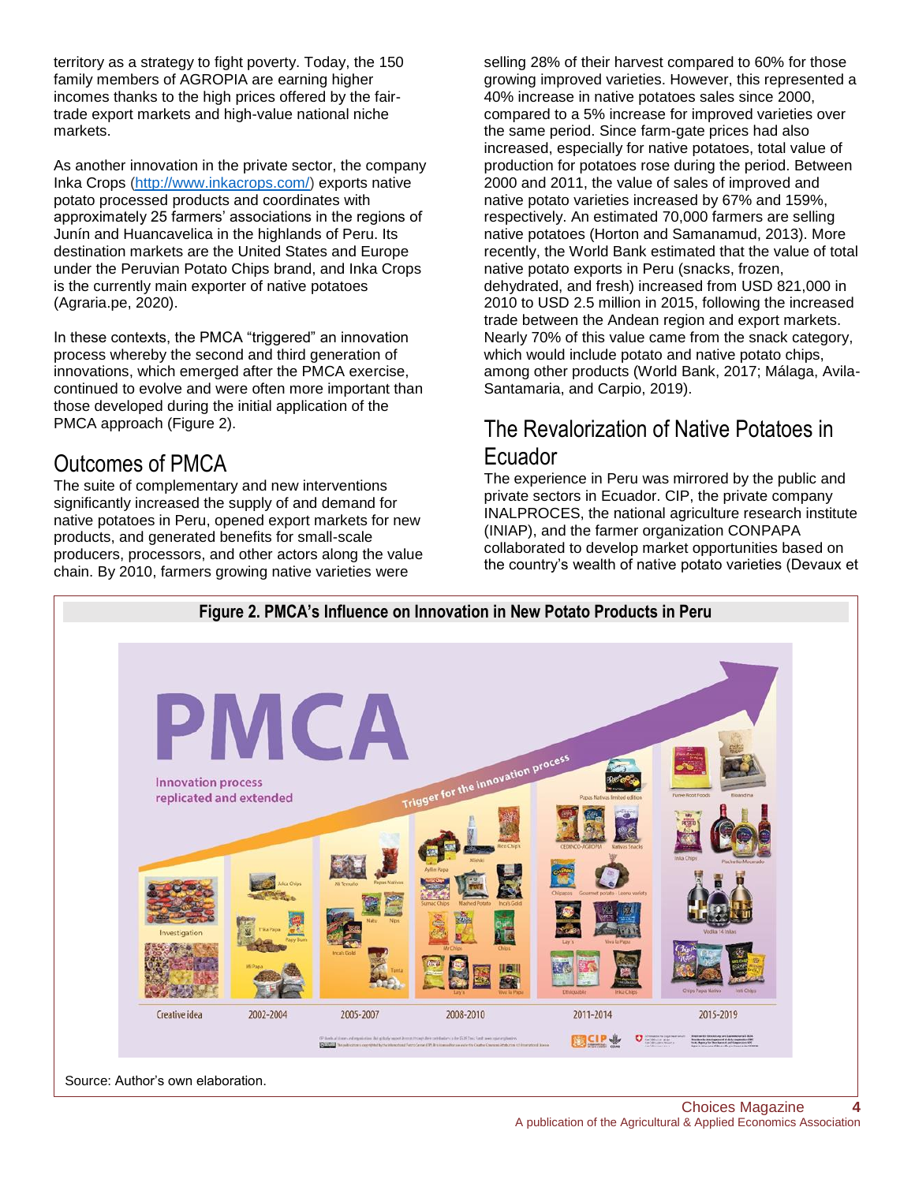territory as a strategy to fight poverty. Today, the 150 family members of AGROPIA are earning higher incomes thanks to the high prices offered by the fair-trade export markets and high-value national niche markets.

As another innovation in the private sector, the company Inka Crops (http://www.inkacrops.com/) exports native potato processed products and coordinates with approximately 25 farmers' associations in the regions of Junín and Huancavelica in the highlands of Peru. Its destination markets are the United States and Europe under the Peruvian Potato Chips brand, and Inka Crops is the currently main exporter of native potatoes (Agraria.pe, 2020).

In these contexts, the PMCA "triggered" an innovation process whereby the second and third generation of innovations, which emerged after the PMCA exercise, continued to evolve and were often more important than those developed during the initial application of the PMCA approach (Figure 2).

## Outcomes of PMCA

The suite of complementary and new interventions significantly increased the supply of and demand for native potatoes in Peru, opened export markets for new products, and generated benefits for small-scale producers, processors, and other actors along the value chain. By 2010, farmers growing native varieties were selling 28% of their harvest compared to 60% for those growing improved varieties. However, this represented a 40% increase in native potatoes sales since 2000, compared to a 5% increase for improved varieties over the same period. Since farm-gate prices had also increased, especially for native potatoes, total value of production for potatoes rose during the period. Between 2000 and 2011, the value of sales of improved and native potato varieties increased by 67% and 159%, respectively. An estimated 70,000 farmers are selling native potatoes (Horton and Samanamud, 2013). More recently, the World Bank estimated that the value of total native potato exports in Peru (snacks, frozen, dehydrated, and fresh) increased from USD 821,000 in 2010 to USD 2.5 million in 2015, following the increased trade between the Andean region and export markets. Nearly 70% of this value came from the snack category, which would include potato and native potato chips, among other products (World Bank, 2017; Málaga, Avila-Santamaria, and Carpio, 2019).

## The Revalorization of Native Potatoes in Ecuador

The experience in Peru was mirrored by the public and private sectors in Ecuador. CIP, the private company INALPROCES, the national agriculture research institute (INIAP), and the farmer organization CONPAPA collaborated to develop market opportunities based on the country's wealth of native potato varieties (Devaux et

**Figure 2. PMCA's Influence on Innovation in New Potato Products in Peru**

Source: Author's own elaboration.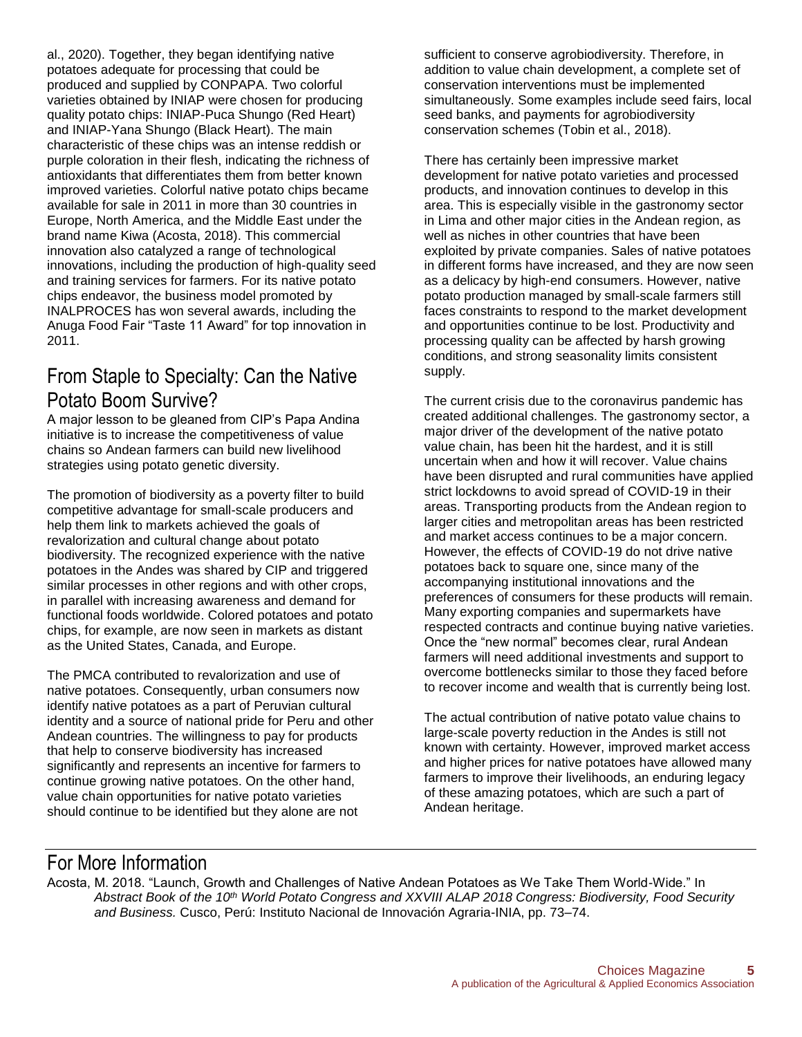al., 2020). Together, they began identifying native potatoes adequate for processing that could be produced and supplied by CONPAPA. Two colorful varieties obtained by INIAP were chosen for producing quality potato chips: INIAP-Puca Shungo (Red Heart) and INIAP-Yana Shungo (Black Heart). The main characteristic of these chips was an intense reddish or purple coloration in their flesh, indicating the richness of antioxidants that differentiates them from better known improved varieties. Colorful native potato chips became available for sale in 2011 in more than 30 countries in Europe, North America, and the Middle East under the brand name Kiwa (Acosta, 2018). This commercial innovation also catalyzed a range of technological innovations, including the production of high-quality seed and training services for farmers. For its native potato chips endeavor, the business model promoted by INALPROCES has won several awards, including the Anuga Food Fair "Taste 11 Award" for top innovation in 2011.

## From Staple to Specialty: Can the Native Potato Boom Survive?

A major lesson to be gleaned from CIP's Papa Andina initiative is to increase the competitiveness of value chains so Andean farmers can build new livelihood strategies using potato genetic diversity.

The promotion of biodiversity as a poverty filter to build competitive advantage for small-scale producers and help them link to markets achieved the goals of revalorization and cultural change about potato biodiversity. The recognized experience with the native potatoes in the Andes was shared by CIP and triggered similar processes in other regions and with other crops, in parallel with increasing awareness and demand for functional foods worldwide. Colored potatoes and potato chips, for example, are now seen in markets as distant as the United States, Canada, and Europe.

The PMCA contributed to revalorization and use of native potatoes. Consequently, urban consumers now identify native potatoes as a part of Peruvian cultural identity and a source of national pride for Peru and other Andean countries. The willingness to pay for products that help to conserve biodiversity has increased significantly and represents an incentive for farmers to continue growing native potatoes. On the other hand, value chain opportunities for native potato varieties should continue to be identified but they alone are not sufficient to conserve agrobiodiversity. Therefore, in addition to value chain development, a complete set of conservation interventions must be implemented simultaneously. Some examples include seed fairs, local seed banks, and payments for agrobiodiversity conservation schemes (Tobin et al., 2018).

There has certainly been impressive market development for native potato varieties and processed products, and innovation continues to develop in this area. This is especially visible in the gastronomy sector in Lima and other major cities in the Andean region, as well as niches in other countries that have been exploited by private companies. Sales of native potatoes in different forms have increased, and they are now seen as a delicacy by high-end consumers. However, native potato production managed by small-scale farmers still faces constraints to respond to the market development and opportunities continue to be lost. Productivity and processing quality can be affected by harsh growing conditions, and strong seasonality limits consistent supply.

The current crisis due to the coronavirus pandemic has created additional challenges. The gastronomy sector, a major driver of the development of the native potato value chain, has been hit the hardest, and it is still uncertain when and how it will recover. Value chains have been disrupted and rural communities have applied strict lockdowns to avoid spread of COVID-19 in their areas. Transporting products from the Andean region to larger cities and metropolitan areas has been restricted and market access continues to be a major concern. However, the effects of COVID-19 do not drive native potatoes back to square one, since many of the accompanying institutional innovations and the preferences of consumers for these products will remain. Many exporting companies and supermarkets have respected contracts and continue buying native varieties. Once the "new normal" becomes clear, rural Andean farmers will need additional investments and support to overcome bottlenecks similar to those they faced before to recover income and wealth that is currently being lost.

The actual contribution of native potato value chains to large-scale poverty reduction in the Andes is still not known with certainty. However, improved market access and higher prices for native potatoes have allowed many farmers to improve their livelihoods, an enduring legacy of these amazing potatoes, which are such a part of Andean heritage.

## For More Information

Acosta, M. 2018. "Launch, Growth and Challenges of Native Andean Potatoes as We Take Them World-Wide." In *Abstract Book of the 10th World Potato Congress and XXVIII ALAP 2018 Congress: Biodiversity, Food Security and Business.* Cusco, Perú: Instituto Nacional de Innovación Agraria-INIA, pp. 73–74.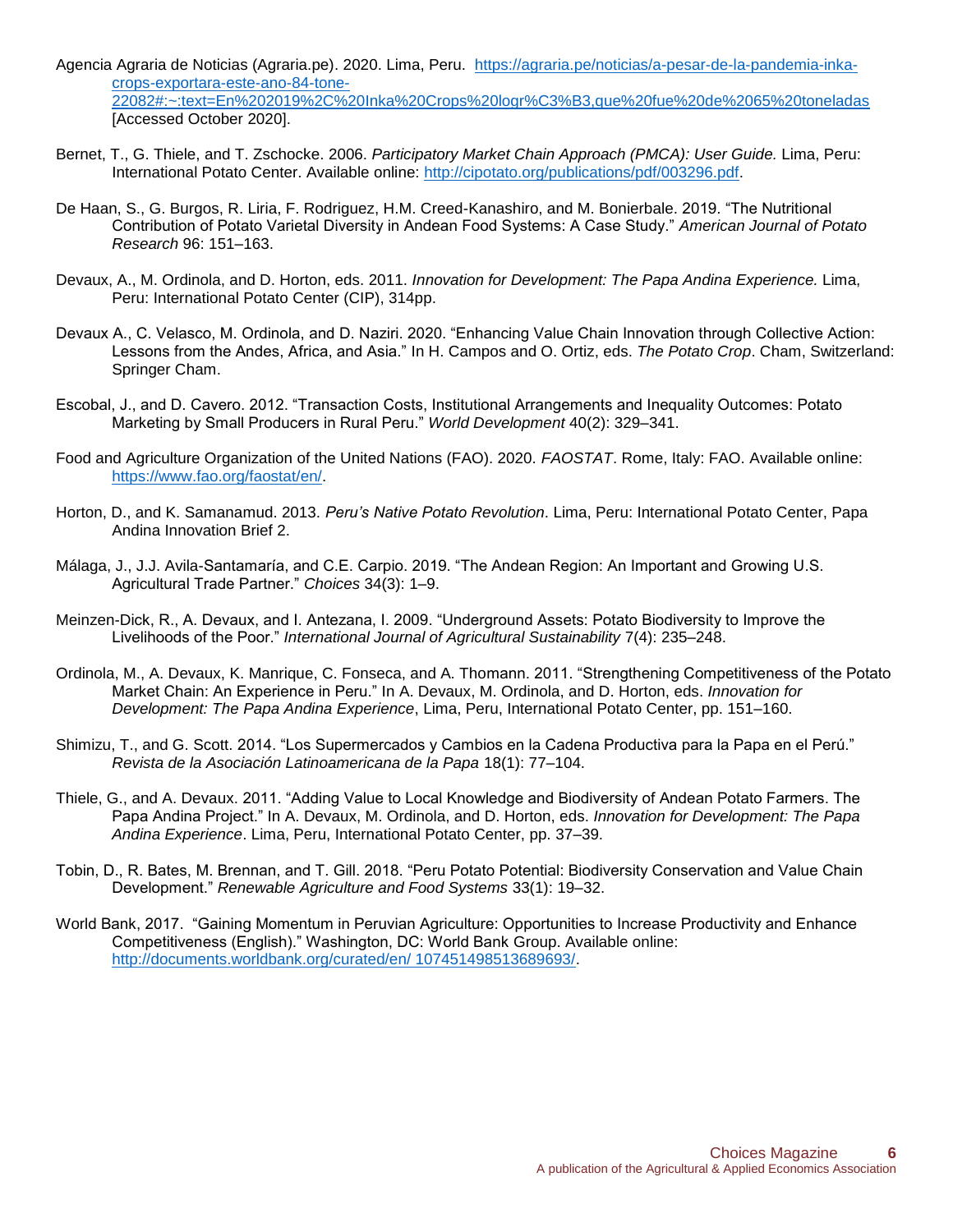Agencia Agraria de Noticias (Agraria.pe). 2020. Lima, Peru. https://agraria.pe/noticias/a-pesar-de-la-pandemia-inka-crops-exportara-este-ano-84-tone-22082#:~:text=En%202019%2C%20Inka%20Crops%20logr%C3%B3,que%20fue%20de%2065%20toneladas [Accessed October 2020].

Bernet, T., G. Thiele, and T. Zschocke. 2006. *Participatory Market Chain Approach (PMCA): User Guide.* Lima, Peru: International Potato Center. Available online: http://cipotato.org/publications/pdf/003296.pdf.

De Haan, S., G. Burgos, R. Liria, F. Rodriguez, H.M. Creed-Kanashiro, and M. Bonierbale. 2019. "The Nutritional Contribution of Potato Varietal Diversity in Andean Food Systems: A Case Study." *American Journal of Potato Research* 96: 151–163.

Devaux, A., M. Ordinola, and D. Horton, eds. 2011. *Innovation for Development: The Papa Andina Experience.* Lima, Peru: International Potato Center (CIP), 314pp.

Devaux A., C. Velasco, M. Ordinola, and D. Naziri. 2020. "Enhancing Value Chain Innovation through Collective Action: Lessons from the Andes, Africa, and Asia." In H. Campos and O. Ortiz, eds. *The Potato Crop*. Cham, Switzerland: Springer Cham.

Escobal, J., and D. Cavero. 2012. "Transaction Costs, Institutional Arrangements and Inequality Outcomes: Potato Marketing by Small Producers in Rural Peru." *World Development* 40(2): 329–341.

Food and Agriculture Organization of the United Nations (FAO). 2020. *FAOSTAT*. Rome, Italy: FAO. Available online: https://www.fao.org/faostat/en/.

Horton, D., and K. Samanamud. 2013. *Peru's Native Potato Revolution*. Lima, Peru: International Potato Center, Papa Andina Innovation Brief 2.

Málaga, J., J.J. Avila-Santamaría, and C.E. Carpio. 2019. "The Andean Region: An Important and Growing U.S. Agricultural Trade Partner." *Choices* 34(3): 1–9.

Meinzen-Dick, R., A. Devaux, and I. Antezana, I. 2009. "Underground Assets: Potato Biodiversity to Improve the Livelihoods of the Poor." *International Journal of Agricultural Sustainability* 7(4): 235–248.

Ordinola, M., A. Devaux, K. Manrique, C. Fonseca, and A. Thomann. 2011. "Strengthening Competitiveness of the Potato Market Chain: An Experience in Peru." In A. Devaux, M. Ordinola, and D. Horton, eds. *Innovation for Development: The Papa Andina Experience*, Lima, Peru, International Potato Center, pp. 151–160.

Shimizu, T., and G. Scott. 2014. "Los Supermercados y Cambios en la Cadena Productiva para la Papa en el Perú." *Revista de la Asociación Latinoamericana de la Papa* 18(1): 77–104.

Thiele, G., and A. Devaux. 2011. "Adding Value to Local Knowledge and Biodiversity of Andean Potato Farmers. The Papa Andina Project." In A. Devaux, M. Ordinola, and D. Horton, eds. *Innovation for Development: The Papa Andina Experience*. Lima, Peru, International Potato Center, pp. 37–39.

Tobin, D., R. Bates, M. Brennan, and T. Gill. 2018. "Peru Potato Potential: Biodiversity Conservation and Value Chain Development." *Renewable Agriculture and Food Systems* 33(1): 19–32.

World Bank, 2017. "Gaining Momentum in Peruvian Agriculture: Opportunities to Increase Productivity and Enhance Competitiveness (English)." Washington, DC: World Bank Group. Available online: http://documents.worldbank.org/curated/en/ 107451498513689693/.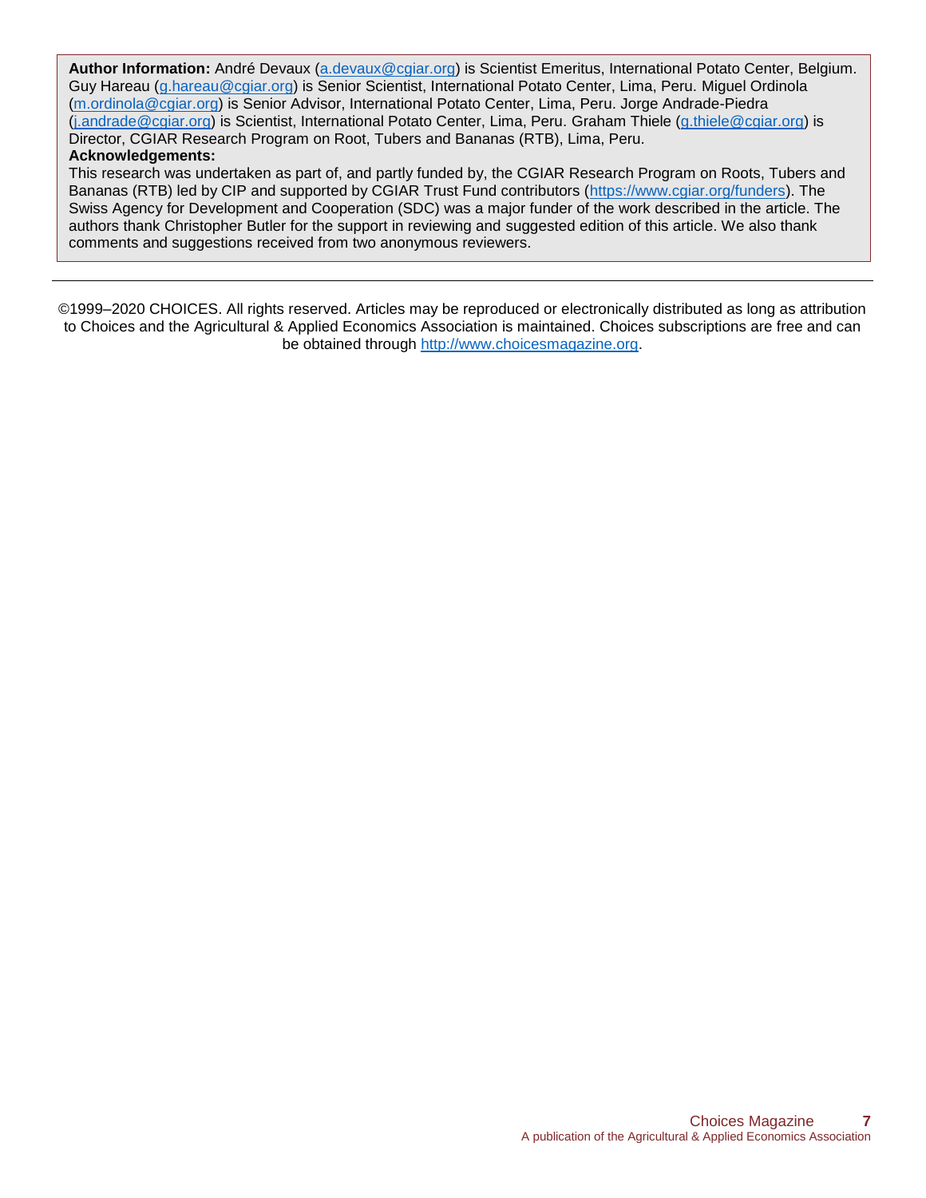**Author Information:** André Devaux (a.devaux@cgiar.org) is Scientist Emeritus, International Potato Center, Belgium. Guy Hareau (g.hareau@cgiar.org) is Senior Scientist, International Potato Center, Lima, Peru. Miguel Ordinola (m.ordinola@cgiar.org) is Senior Advisor, International Potato Center, Lima, Peru. Jorge Andrade-Piedra (j.andrade@cgiar.org) is Scientist, International Potato Center, Lima, Peru. Graham Thiele (g.thiele@cgiar.org) is Director, CGIAR Research Program on Root, Tubers and Bananas (RTB), Lima, Peru.

**Acknowledgements:**

This research was undertaken as part of, and partly funded by, the CGIAR Research Program on Roots, Tubers and Bananas (RTB) led by CIP and supported by CGIAR Trust Fund contributors (https://www.cgiar.org/funders). The Swiss Agency for Development and Cooperation (SDC) was a major funder of the work described in the article. The authors thank Christopher Butler for the support in reviewing and suggested edition of this article. We also thank comments and suggestions received from two anonymous reviewers.

---

©1999–2020 CHOICES. All rights reserved. Articles may be reproduced or electronically distributed as long as attribution to Choices and the Agricultural & Applied Economics Association is maintained. Choices subscriptions are free and can be obtained through http://www.choicesmagazine.org.